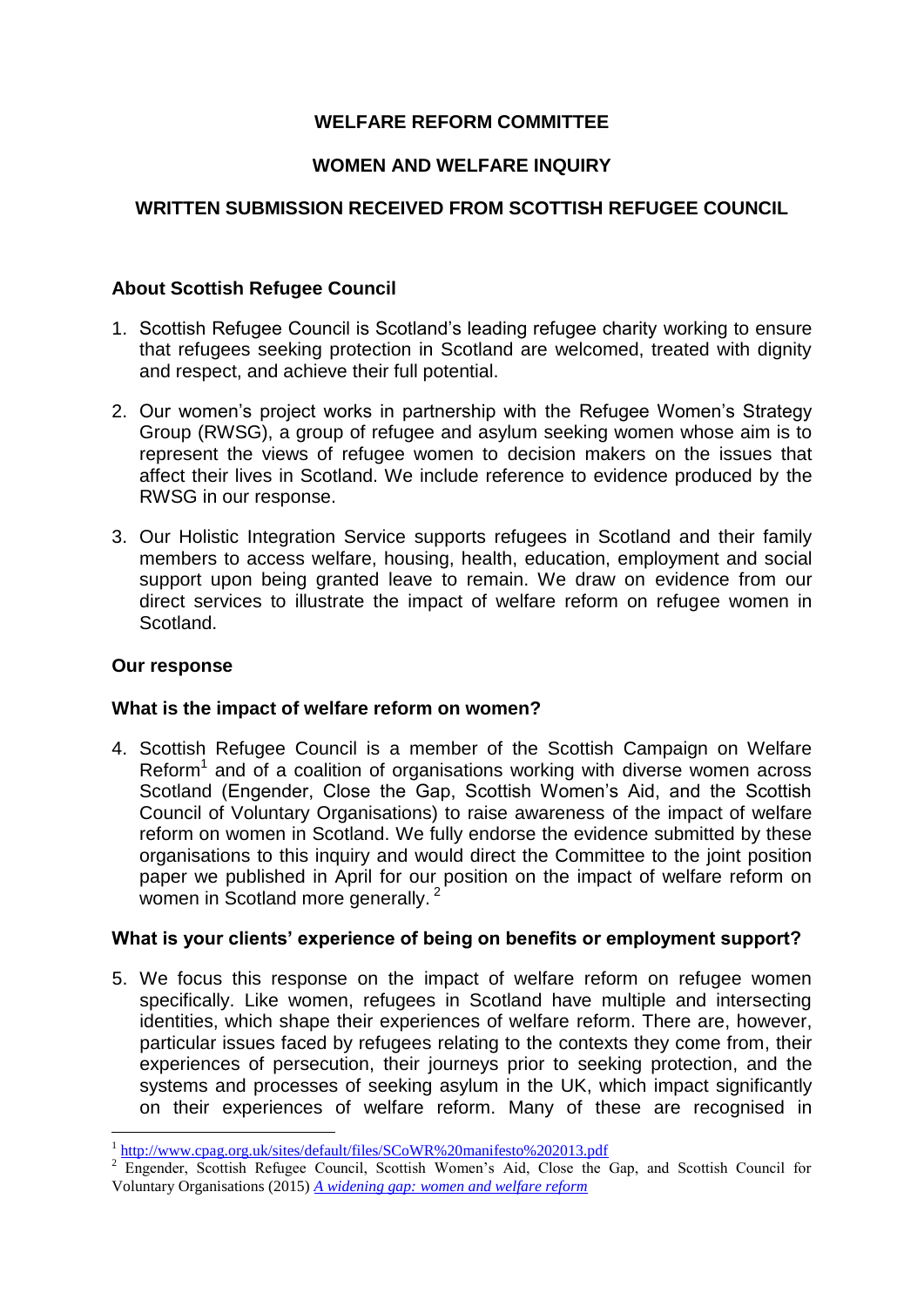# WELFARE REFORM COMMITTEE

## WOMEN AND WELFARE INQUIRY

## WRITTEN SUBMISSION RECEIVED FROM SCOTTISH REFUGEE COUNCIL

### About Scottish Refugee Council

1. Scottish Refugee Council is Scotland's leading refugee charity working to ensure that refugees seeking protection in Scotland are welcomed, treated with dignity and respect, and achieve their full potential.

2. Our women's project works in partnership with the Refugee Women's Strategy Group (RWSG), a group of refugee and asylum seeking women whose aim is to represent the views of refugee women to decision makers on the issues that affect their lives in Scotland. We include reference to evidence produced by the RWSG in our response.

3. Our Holistic Integration Service supports refugees in Scotland and their family members to access welfare, housing, health, education, employment and social support upon being granted leave to remain. We draw on evidence from our direct services to illustrate the impact of welfare reform on refugee women in Scotland.

### Our response

### What is the impact of welfare reform on women?

4. Scottish Refugee Council is a member of the Scottish Campaign on Welfare Reform[1] and of a coalition of organisations working with diverse women across Scotland (Engender, Close the Gap, Scottish Women's Aid, and the Scottish Council of Voluntary Organisations) to raise awareness of the impact of welfare reform on women in Scotland. We fully endorse the evidence submitted by these organisations to this inquiry and would direct the Committee to the joint position paper we published in April for our position on the impact of welfare reform on women in Scotland more generally.[2]

### What is your clients' experience of being on benefits or employment support?

5. We focus this response on the impact of welfare reform on refugee women specifically. Like women, refugees in Scotland have multiple and intersecting identities, which shape their experiences of welfare reform. There are, however, particular issues faced by refugees relating to the contexts they come from, their experiences of persecution, their journeys prior to seeking protection, and the systems and processes of seeking asylum in the UK, which impact significantly on their experiences of welfare reform. Many of these are recognised in

---

[1] http://www.cpag.org.uk/sites/default/files/SCoWR%20manifesto%202013.pdf

[2] Engender, Scottish Refugee Council, Scottish Women's Aid, Close the Gap, and Scottish Council for Voluntary Organisations (2015) *A widening gap: women and welfare reform*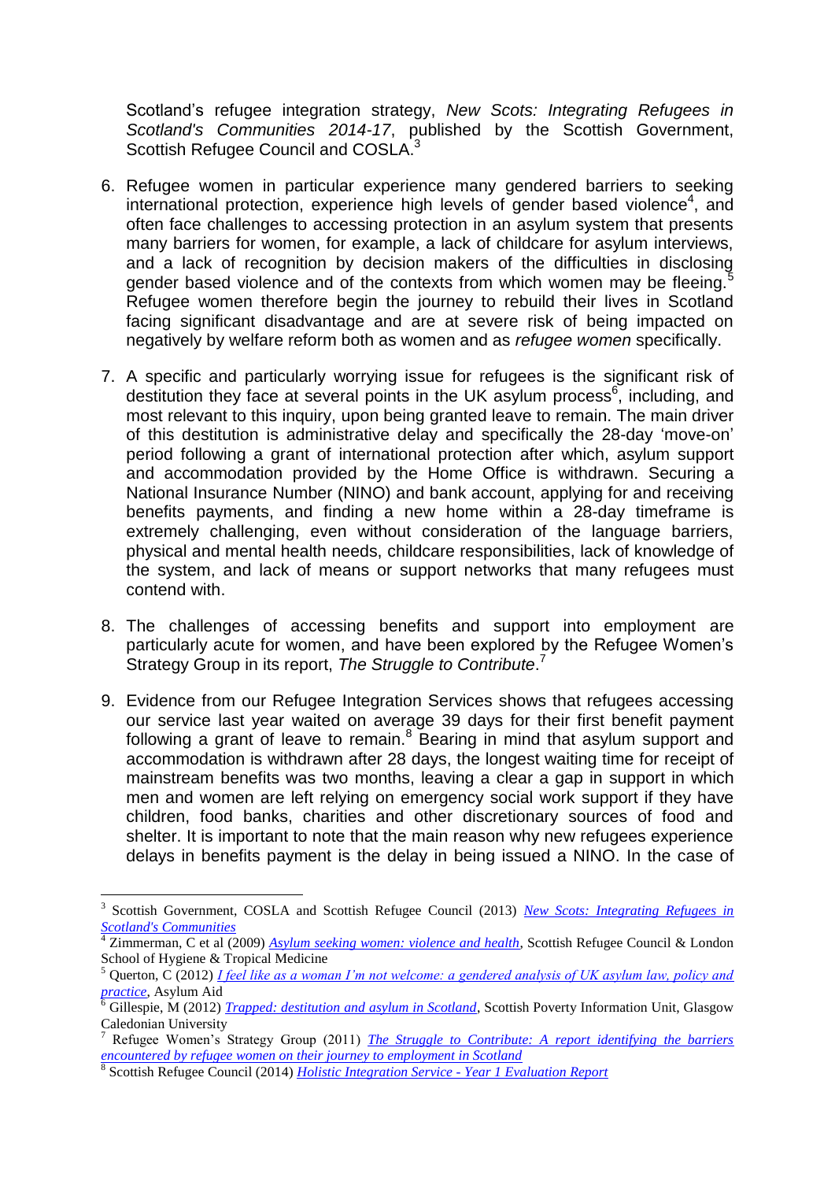Scotland's refugee integration strategy, *New Scots: Integrating Refugees in Scotland's Communities 2014-17*, published by the Scottish Government, Scottish Refugee Council and COSLA.[3]

6. Refugee women in particular experience many gendered barriers to seeking international protection, experience high levels of gender based violence[4], and often face challenges to accessing protection in an asylum system that presents many barriers for women, for example, a lack of childcare for asylum interviews, and a lack of recognition by decision makers of the difficulties in disclosing gender based violence and of the contexts from which women may be fleeing.[5] Refugee women therefore begin the journey to rebuild their lives in Scotland facing significant disadvantage and are at severe risk of being impacted on negatively by welfare reform both as women and as *refugee women* specifically.

7. A specific and particularly worrying issue for refugees is the significant risk of destitution they face at several points in the UK asylum process[6], including, and most relevant to this inquiry, upon being granted leave to remain. The main driver of this destitution is administrative delay and specifically the 28-day 'move-on' period following a grant of international protection after which, asylum support and accommodation provided by the Home Office is withdrawn. Securing a National Insurance Number (NINO) and bank account, applying for and receiving benefits payments, and finding a new home within a 28-day timeframe is extremely challenging, even without consideration of the language barriers, physical and mental health needs, childcare responsibilities, lack of knowledge of the system, and lack of means or support networks that many refugees must contend with.

8. The challenges of accessing benefits and support into employment are particularly acute for women, and have been explored by the Refugee Women's Strategy Group in its report, *The Struggle to Contribute*.[7]

9. Evidence from our Refugee Integration Services shows that refugees accessing our service last year waited on average 39 days for their first benefit payment following a grant of leave to remain.[8] Bearing in mind that asylum support and accommodation is withdrawn after 28 days, the longest waiting time for receipt of mainstream benefits was two months, leaving a clear a gap in support in which men and women are left relying on emergency social work support if they have children, food banks, charities and other discretionary sources of food and shelter. It is important to note that the main reason why new refugees experience delays in benefits payment is the delay in being issued a NINO. In the case of

---

[3] Scottish Government, COSLA and Scottish Refugee Council (2013) *New Scots: Integrating Refugees in Scotland's Communities*

[4] Zimmerman, C et al (2009) *Asylum seeking women: violence and health*, Scottish Refugee Council & London School of Hygiene & Tropical Medicine

[5] Querton, C (2012) *I feel like as a woman I'm not welcome: a gendered analysis of UK asylum law, policy and practice*, Asylum Aid

[6] Gillespie, M (2012) *Trapped: destitution and asylum in Scotland*, Scottish Poverty Information Unit, Glasgow Caledonian University

[7] Refugee Women's Strategy Group (2011) *The Struggle to Contribute: A report identifying the barriers encountered by refugee women on their journey to employment in Scotland*

[8] Scottish Refugee Council (2014) *Holistic Integration Service - Year 1 Evaluation Report*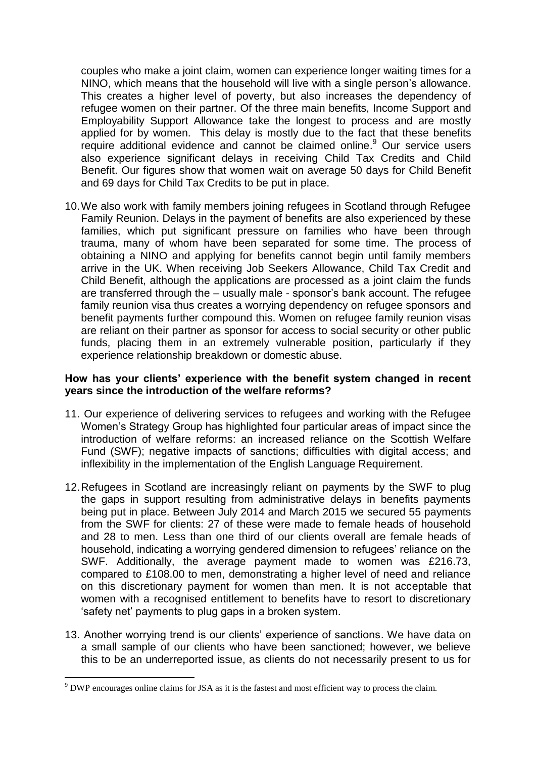couples who make a joint claim, women can experience longer waiting times for a NINO, which means that the household will live with a single person's allowance. This creates a higher level of poverty, but also increases the dependency of refugee women on their partner. Of the three main benefits, Income Support and Employability Support Allowance take the longest to process and are mostly applied for by women. This delay is mostly due to the fact that these benefits require additional evidence and cannot be claimed online.[9] Our service users also experience significant delays in receiving Child Tax Credits and Child Benefit. Our figures show that women wait on average 50 days for Child Benefit and 69 days for Child Tax Credits to be put in place.

10. We also work with family members joining refugees in Scotland through Refugee Family Reunion. Delays in the payment of benefits are also experienced by these families, which put significant pressure on families who have been through trauma, many of whom have been separated for some time. The process of obtaining a NINO and applying for benefits cannot begin until family members arrive in the UK. When receiving Job Seekers Allowance, Child Tax Credit and Child Benefit, although the applications are processed as a joint claim the funds are transferred through the – usually male - sponsor's bank account. The refugee family reunion visa thus creates a worrying dependency on refugee sponsors and benefit payments further compound this. Women on refugee family reunion visas are reliant on their partner as sponsor for access to social security or other public funds, placing them in an extremely vulnerable position, particularly if they experience relationship breakdown or domestic abuse.

**How has your clients' experience with the benefit system changed in recent years since the introduction of the welfare reforms?**

11. Our experience of delivering services to refugees and working with the Refugee Women's Strategy Group has highlighted four particular areas of impact since the introduction of welfare reforms: an increased reliance on the Scottish Welfare Fund (SWF); negative impacts of sanctions; difficulties with digital access; and inflexibility in the implementation of the English Language Requirement.

12. Refugees in Scotland are increasingly reliant on payments by the SWF to plug the gaps in support resulting from administrative delays in benefits payments being put in place. Between July 2014 and March 2015 we secured 55 payments from the SWF for clients: 27 of these were made to female heads of household and 28 to men. Less than one third of our clients overall are female heads of household, indicating a worrying gendered dimension to refugees' reliance on the SWF. Additionally, the average payment made to women was £216.73, compared to £108.00 to men, demonstrating a higher level of need and reliance on this discretionary payment for women than men. It is not acceptable that women with a recognised entitlement to benefits have to resort to discretionary 'safety net' payments to plug gaps in a broken system.

13. Another worrying trend is our clients' experience of sanctions. We have data on a small sample of our clients who have been sanctioned; however, we believe this to be an underreported issue, as clients do not necessarily present to us for

[9] DWP encourages online claims for JSA as it is the fastest and most efficient way to process the claim.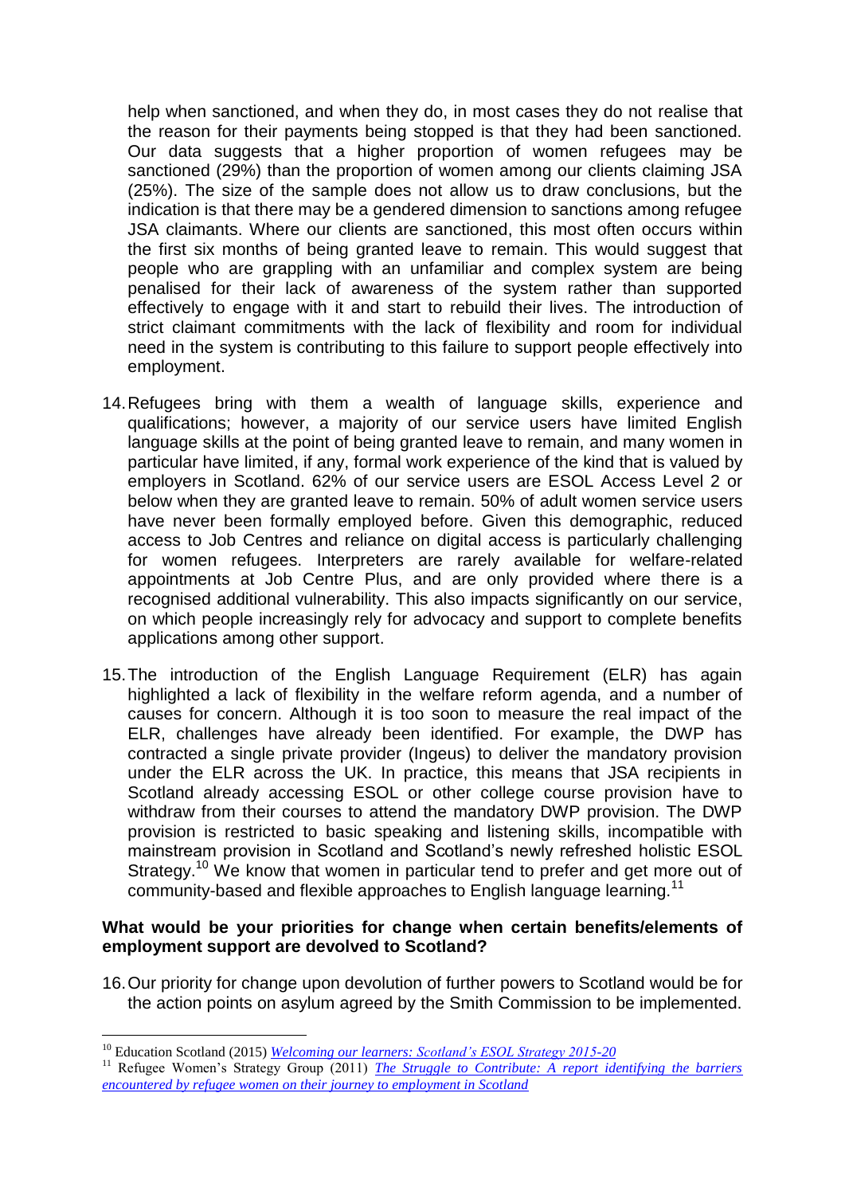help when sanctioned, and when they do, in most cases they do not realise that the reason for their payments being stopped is that they had been sanctioned. Our data suggests that a higher proportion of women refugees may be sanctioned (29%) than the proportion of women among our clients claiming JSA (25%). The size of the sample does not allow us to draw conclusions, but the indication is that there may be a gendered dimension to sanctions among refugee JSA claimants. Where our clients are sanctioned, this most often occurs within the first six months of being granted leave to remain. This would suggest that people who are grappling with an unfamiliar and complex system are being penalised for their lack of awareness of the system rather than supported effectively to engage with it and start to rebuild their lives. The introduction of strict claimant commitments with the lack of flexibility and room for individual need in the system is contributing to this failure to support people effectively into employment.

14. Refugees bring with them a wealth of language skills, experience and qualifications; however, a majority of our service users have limited English language skills at the point of being granted leave to remain, and many women in particular have limited, if any, formal work experience of the kind that is valued by employers in Scotland. 62% of our service users are ESOL Access Level 2 or below when they are granted leave to remain. 50% of adult women service users have never been formally employed before. Given this demographic, reduced access to Job Centres and reliance on digital access is particularly challenging for women refugees. Interpreters are rarely available for welfare-related appointments at Job Centre Plus, and are only provided where there is a recognised additional vulnerability. This also impacts significantly on our service, on which people increasingly rely for advocacy and support to complete benefits applications among other support.

15. The introduction of the English Language Requirement (ELR) has again highlighted a lack of flexibility in the welfare reform agenda, and a number of causes for concern. Although it is too soon to measure the real impact of the ELR, challenges have already been identified. For example, the DWP has contracted a single private provider (Ingeus) to deliver the mandatory provision under the ELR across the UK. In practice, this means that JSA recipients in Scotland already accessing ESOL or other college course provision have to withdraw from their courses to attend the mandatory DWP provision. The DWP provision is restricted to basic speaking and listening skills, incompatible with mainstream provision in Scotland and Scotland's newly refreshed holistic ESOL Strategy.[10] We know that women in particular tend to prefer and get more out of community-based and flexible approaches to English language learning.[11]

**What would be your priorities for change when certain benefits/elements of employment support are devolved to Scotland?**

16. Our priority for change upon devolution of further powers to Scotland would be for the action points on asylum agreed by the Smith Commission to be implemented.

---

[10] Education Scotland (2015) *Welcoming our learners: Scotland's ESOL Strategy 2015-20*

[11] Refugee Women's Strategy Group (2011) *The Struggle to Contribute: A report identifying the barriers encountered by refugee women on their journey to employment in Scotland*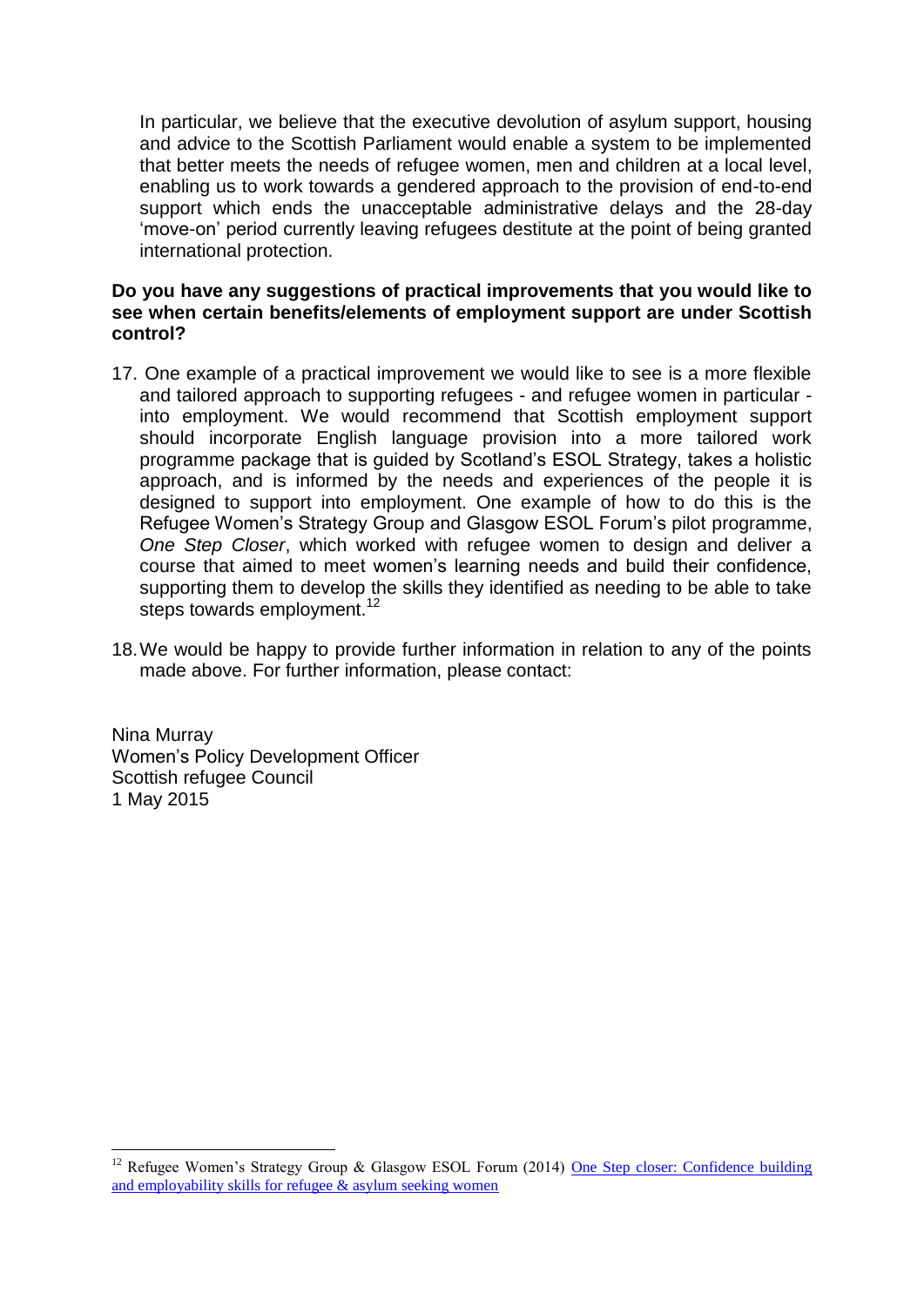In particular, we believe that the executive devolution of asylum support, housing and advice to the Scottish Parliament would enable a system to be implemented that better meets the needs of refugee women, men and children at a local level, enabling us to work towards a gendered approach to the provision of end-to-end support which ends the unacceptable administrative delays and the 28-day 'move-on' period currently leaving refugees destitute at the point of being granted international protection.

**Do you have any suggestions of practical improvements that you would like to see when certain benefits/elements of employment support are under Scottish control?**

17. One example of a practical improvement we would like to see is a more flexible and tailored approach to supporting refugees - and refugee women in particular - into employment. We would recommend that Scottish employment support should incorporate English language provision into a more tailored work programme package that is guided by Scotland's ESOL Strategy, takes a holistic approach, and is informed by the needs and experiences of the people it is designed to support into employment. One example of how to do this is the Refugee Women's Strategy Group and Glasgow ESOL Forum's pilot programme, *One Step Closer*, which worked with refugee women to design and deliver a course that aimed to meet women's learning needs and build their confidence, supporting them to develop the skills they identified as needing to be able to take steps towards employment.[12]

18. We would be happy to provide further information in relation to any of the points made above. For further information, please contact:

Nina Murray
Women's Policy Development Officer
Scottish refugee Council
1 May 2015

---

[12] Refugee Women's Strategy Group & Glasgow ESOL Forum (2014) One Step closer: Confidence building and employability skills for refugee & asylum seeking women